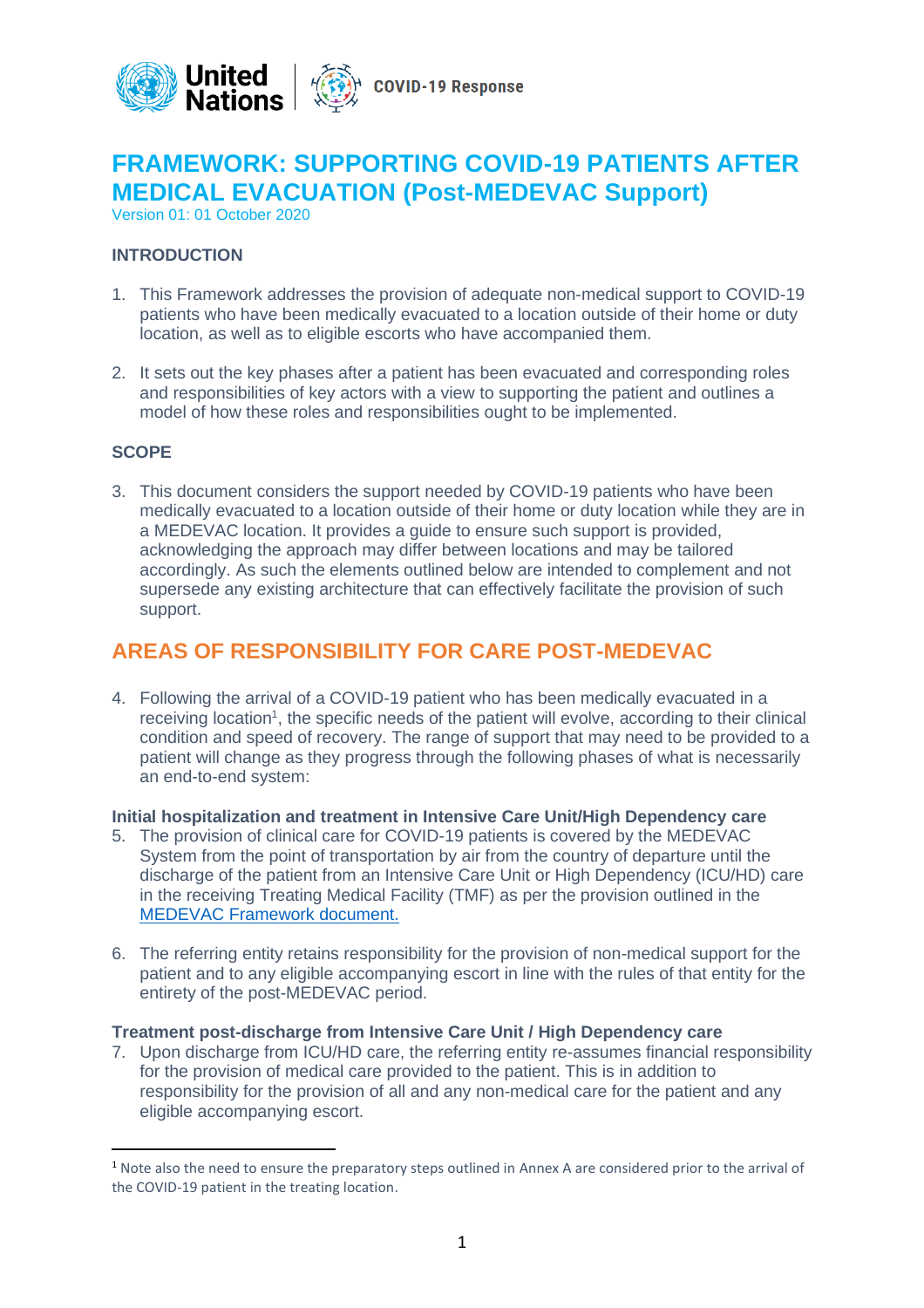# FRAMEWORK: SUPPORTING COVID-19 PATIENTS AFTER MEDICAL EVACUATION (Post-MEDEVAC Support)

Version 01: 01 October 2020

### INTRODUCTION

1. This Framework addresses the provision of adequate non-medical support to COVID-19 patients who have been medically evacuated to a location outside of their home or duty location, as well as to eligible escorts who have accompanied them.

2. It sets out the key phases after a patient has been evacuated and corresponding roles and responsibilities of key actors with a view to supporting the patient and outlines a model of how these roles and responsibilities ought to be implemented.

### SCOPE

3. This document considers the support needed by COVID-19 patients who have been medically evacuated to a location outside of their home or duty location while they are in a MEDEVAC location. It provides a guide to ensure such support is provided, acknowledging the approach may differ between locations and may be tailored accordingly. As such the elements outlined below are intended to complement and not supersede any existing architecture that can effectively facilitate the provision of such support.

## AREAS OF RESPONSIBILITY FOR CARE POST-MEDEVAC

4. Following the arrival of a COVID-19 patient who has been medically evacuated in a receiving location[1], the specific needs of the patient will evolve, according to their clinical condition and speed of recovery. The range of support that may need to be provided to a patient will change as they progress through the following phases of what is necessarily an end-to-end system:

**Initial hospitalization and treatment in Intensive Care Unit/High Dependency care**

5. The provision of clinical care for COVID-19 patients is covered by the MEDEVAC System from the point of transportation by air from the country of departure until the discharge of the patient from an Intensive Care Unit or High Dependency (ICU/HD) care in the receiving Treating Medical Facility (TMF) as per the provision outlined in the MEDEVAC Framework document.

6. The referring entity retains responsibility for the provision of non-medical support for the patient and to any eligible accompanying escort in line with the rules of that entity for the entirety of the post-MEDEVAC period.

**Treatment post-discharge from Intensive Care Unit / High Dependency care**

7. Upon discharge from ICU/HD care, the referring entity re-assumes financial responsibility for the provision of medical care provided to the patient. This is in addition to responsibility for the provision of all and any non-medical care for the patient and any eligible accompanying escort.

[1] Note also the need to ensure the preparatory steps outlined in Annex A are considered prior to the arrival of the COVID-19 patient in the treating location.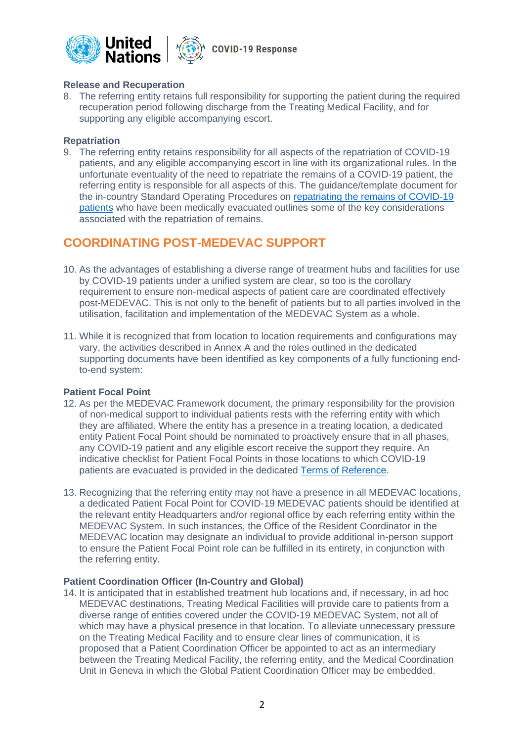**Release and Recuperation**

8. The referring entity retains full responsibility for supporting the patient during the required recuperation period following discharge from the Treating Medical Facility, and for supporting any eligible accompanying escort.

**Repatriation**

9. The referring entity retains responsibility for all aspects of the repatriation of COVID-19 patients, and any eligible accompanying escort in line with its organizational rules. In the unfortunate eventuality of the need to repatriate the remains of a COVID-19 patient, the referring entity is responsible for all aspects of this. The guidance/template document for the in-country Standard Operating Procedures on repatriating the remains of COVID-19 patients who have been medically evacuated outlines some of the key considerations associated with the repatriation of remains.

## COORDINATING POST-MEDEVAC SUPPORT

10. As the advantages of establishing a diverse range of treatment hubs and facilities for use by COVID-19 patients under a unified system are clear, so too is the corollary requirement to ensure non-medical aspects of patient care are coordinated effectively post-MEDEVAC. This is not only to the benefit of patients but to all parties involved in the utilisation, facilitation and implementation of the MEDEVAC System as a whole.

11. While it is recognized that from location to location requirements and configurations may vary, the activities described in Annex A and the roles outlined in the dedicated supporting documents have been identified as key components of a fully functioning end-to-end system:

**Patient Focal Point**

12. As per the MEDEVAC Framework document, the primary responsibility for the provision of non-medical support to individual patients rests with the referring entity with which they are affiliated. Where the entity has a presence in a treating location, a dedicated entity Patient Focal Point should be nominated to proactively ensure that in all phases, any COVID-19 patient and any eligible escort receive the support they require. An indicative checklist for Patient Focal Points in those locations to which COVID-19 patients are evacuated is provided in the dedicated Terms of Reference.

13. Recognizing that the referring entity may not have a presence in all MEDEVAC locations, a dedicated Patient Focal Point for COVID-19 MEDEVAC patients should be identified at the relevant entity Headquarters and/or regional office by each referring entity within the MEDEVAC System. In such instances, the Office of the Resident Coordinator in the MEDEVAC location may designate an individual to provide additional in-person support to ensure the Patient Focal Point role can be fulfilled in its entirety, in conjunction with the referring entity.

**Patient Coordination Officer (In-Country and Global)**

14. It is anticipated that in established treatment hub locations and, if necessary, in ad hoc MEDEVAC destinations, Treating Medical Facilities will provide care to patients from a diverse range of entities covered under the COVID-19 MEDEVAC System, not all of which may have a physical presence in that location. To alleviate unnecessary pressure on the Treating Medical Facility and to ensure clear lines of communication, it is proposed that a Patient Coordination Officer be appointed to act as an intermediary between the Treating Medical Facility, the referring entity, and the Medical Coordination Unit in Geneva in which the Global Patient Coordination Officer may be embedded.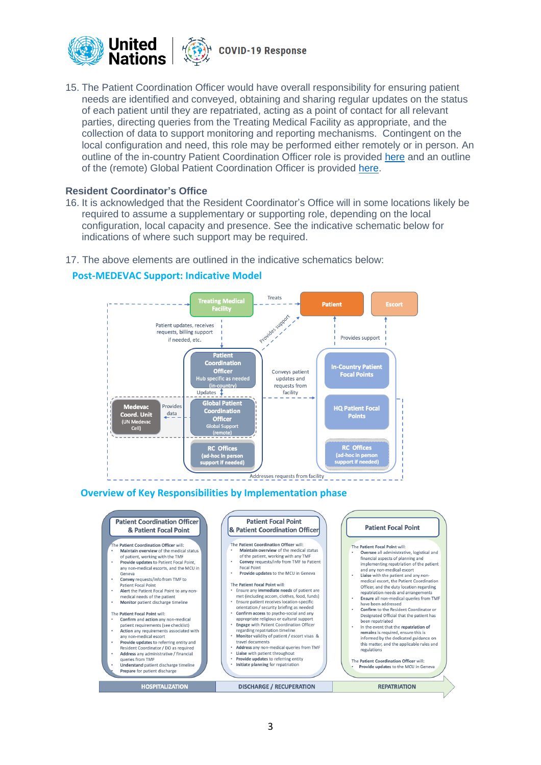15. The Patient Coordination Officer would have overall responsibility for ensuring patient needs are identified and conveyed, obtaining and sharing regular updates on the status of each patient until they are repatriated, acting as a point of contact for all relevant parties, directing queries from the Treating Medical Facility as appropriate, and the collection of data to support monitoring and reporting mechanisms. Contingent on the local configuration and need, this role may be performed either remotely or in person. An outline of the in-country Patient Coordination Officer role is provided here and an outline of the (remote) Global Patient Coordination Officer is provided here.

### Resident Coordinator's Office

16. It is acknowledged that the Resident Coordinator's Office will in some locations likely be required to assume a supplementary or supporting role, depending on the local configuration, local capacity and presence. See the indicative schematic below for indications of where such support may be required.

17. The above elements are outlined in the indicative schematics below:

**Post-MEDEVAC Support: Indicative Model**

Treating Medical Facility — Treats — Patient — Escort

Provides support

Patient updates, receives requests, billing support if needed, etc.

Provides support

Patient Coordination Officer — Hub specific as needed (in-country)

Updates

Conveys patient updates and requests from facility

In-Country Patient Focal Points

Medevac Coord. Unit (UN Medevac Cell) — Provides data — Global Patient Coordination Officer — Global Support (remote)

HQ Patient Focal Points

RC Offices (ad-hoc in person support if needed)

RC Offices (ad-hoc in person support if needed)

Addresses requests from facility

**Overview of Key Responsibilities by Implementation phase**

| HOSPITALIZATION | DISCHARGE / RECUPERATION | REPATRIATION |
|---|---|---|
| **Patient Coordination Officer & Patient Focal Point** | **Patient Focal Point & Patient Coordination Officer** | **Patient Focal Point** |
| The Patient Coordination Officer will:<br>• **Maintain overview** of the medical status of patient, working with the TMF<br>• **Provide updates** to Patient Focal Point, any non-medical escorts, and the MCU in Geneva<br>• **Convey** requests/info from TMF to Patient Focal Point<br>• **Alert** the Patient Focal Point to any non-medical needs of the patient<br>• **Monitor** patient discharge timeline<br><br>The Patient Focal Point will:<br>• **Confirm** and **action** any non-medical patient requirements (see checklist)<br>• **Action** any requirements associated with any non-medical escort<br>• **Provide updates** to referring entity and Resident Coordinator / DO as required<br>• **Address** any administrative / financial queries from TMF<br>• **Understand** patient discharge timeline<br>• **Prepare** for patient discharge | The Patient Coordination Officer will:<br>• **Maintain overview** of the medical status of the patient, working with any TMF<br>• **Convey** requests/info from TMF to Patient Focal Point<br>• **Provide updates** to the MCU in Geneva<br><br>The Patient Focal Point will:<br>• Ensure any **immediate needs** of patient are met (including accom, clothes, food, funds)<br>• Ensure patient receives location-specific orientation / security briefing as needed<br>• **Confirm access** to psycho-social and any appropriate religious or cultural support<br>• **Engage** with Patient Coordination Officer regarding repatriation timeline<br>• **Monitor** validity of patient / escort visas & travel documents<br>• **Address** any non-medical queries from TMF<br>• **Liaise** with patient throughout<br>• **Provide updates** to referring entity<br>• **Initiate planning** for repatriation | The Patient Focal Point will:<br>• **Oversee** all administrative, logistical and financial aspects of planning and implementing repatriation of the patient and any non-medical escort<br>• **Liaise** with the patient and any non-medical escort, the Patient Coordination Officer, and the duty location regarding repatriation needs and arrangements<br>• **Ensure** all non-medical queries from TMF have been addressed<br>• **Confirm** to the Resident Coordinator or Designated Official that the patient has been repatriated<br>• In the event that the **repatriation of remains** is required, ensure this is informed by the dedicated guidance on this matter, and the applicable rules and regulations<br><br>The Patient Coordination Officer will:<br>• **Provide updates** to the MCU in Geneva |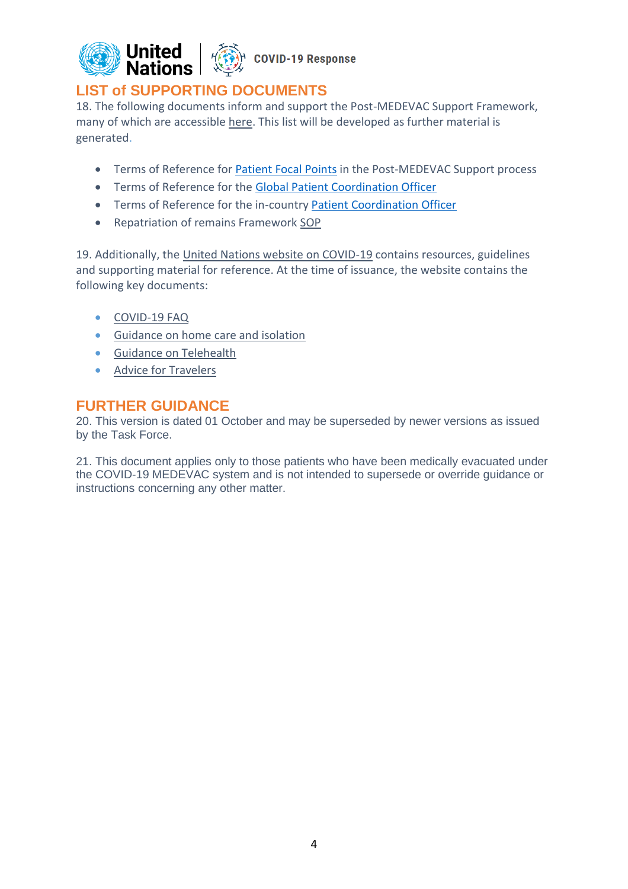## LIST of SUPPORTING DOCUMENTS

18. The following documents inform and support the Post-MEDEVAC Support Framework, many of which are accessible here. This list will be developed as further material is generated.

- Terms of Reference for Patient Focal Points in the Post-MEDEVAC Support process
- Terms of Reference for the Global Patient Coordination Officer
- Terms of Reference for the in-country Patient Coordination Officer
- Repatriation of remains Framework SOP

19. Additionally, the United Nations website on COVID-19 contains resources, guidelines and supporting material for reference. At the time of issuance, the website contains the following key documents:

- COVID-19 FAQ
- Guidance on home care and isolation
- Guidance on Telehealth
- Advice for Travelers

## FURTHER GUIDANCE

20. This version is dated 01 October and may be superseded by newer versions as issued by the Task Force.

21. This document applies only to those patients who have been medically evacuated under the COVID-19 MEDEVAC system and is not intended to supersede or override guidance or instructions concerning any other matter.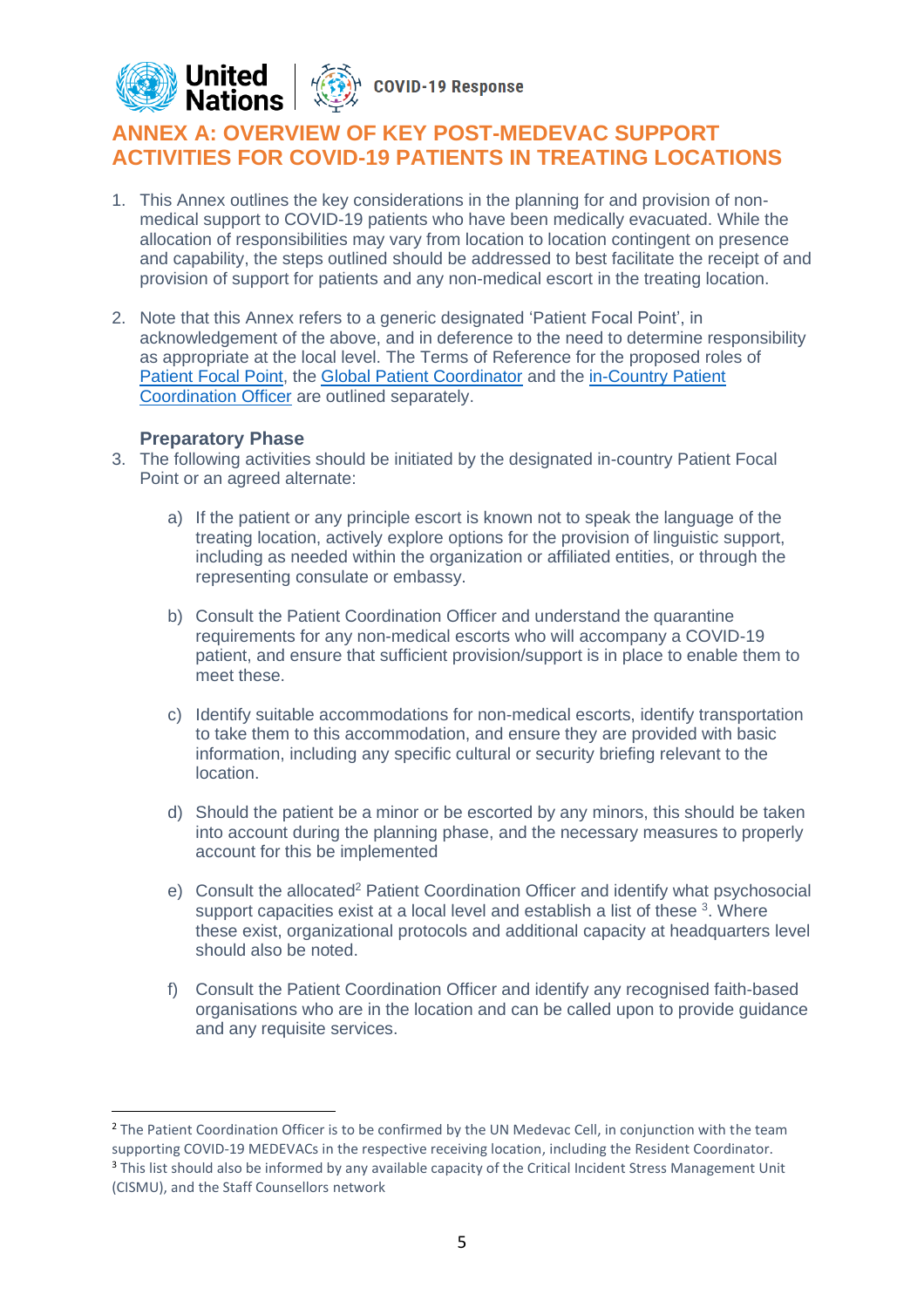## ANNEX A: OVERVIEW OF KEY POST-MEDEVAC SUPPORT ACTIVITIES FOR COVID-19 PATIENTS IN TREATING LOCATIONS

1. This Annex outlines the key considerations in the planning for and provision of non-medical support to COVID-19 patients who have been medically evacuated. While the allocation of responsibilities may vary from location to location contingent on presence and capability, the steps outlined should be addressed to best facilitate the receipt of and provision of support for patients and any non-medical escort in the treating location.

2. Note that this Annex refers to a generic designated 'Patient Focal Point', in acknowledgement of the above, and in deference to the need to determine responsibility as appropriate at the local level. The Terms of Reference for the proposed roles of Patient Focal Point, the Global Patient Coordinator and the in-Country Patient Coordination Officer are outlined separately.

### Preparatory Phase

3. The following activities should be initiated by the designated in-country Patient Focal Point or an agreed alternate:

   a) If the patient or any principle escort is known not to speak the language of the treating location, actively explore options for the provision of linguistic support, including as needed within the organization or affiliated entities, or through the representing consulate or embassy.

   b) Consult the Patient Coordination Officer and understand the quarantine requirements for any non-medical escorts who will accompany a COVID-19 patient, and ensure that sufficient provision/support is in place to enable them to meet these.

   c) Identify suitable accommodations for non-medical escorts, identify transportation to take them to this accommodation, and ensure they are provided with basic information, including any specific cultural or security briefing relevant to the location.

   d) Should the patient be a minor or be escorted by any minors, this should be taken into account during the planning phase, and the necessary measures to properly account for this be implemented

   e) Consult the allocated[2] Patient Coordination Officer and identify what psychosocial support capacities exist at a local level and establish a list of these [3]. Where these exist, organizational protocols and additional capacity at headquarters level should also be noted.

   f) Consult the Patient Coordination Officer and identify any recognised faith-based organisations who are in the location and can be called upon to provide guidance and any requisite services.

---

[2] The Patient Coordination Officer is to be confirmed by the UN Medevac Cell, in conjunction with the team supporting COVID-19 MEDEVACs in the respective receiving location, including the Resident Coordinator.

[3] This list should also be informed by any available capacity of the Critical Incident Stress Management Unit (CISMU), and the Staff Counsellors network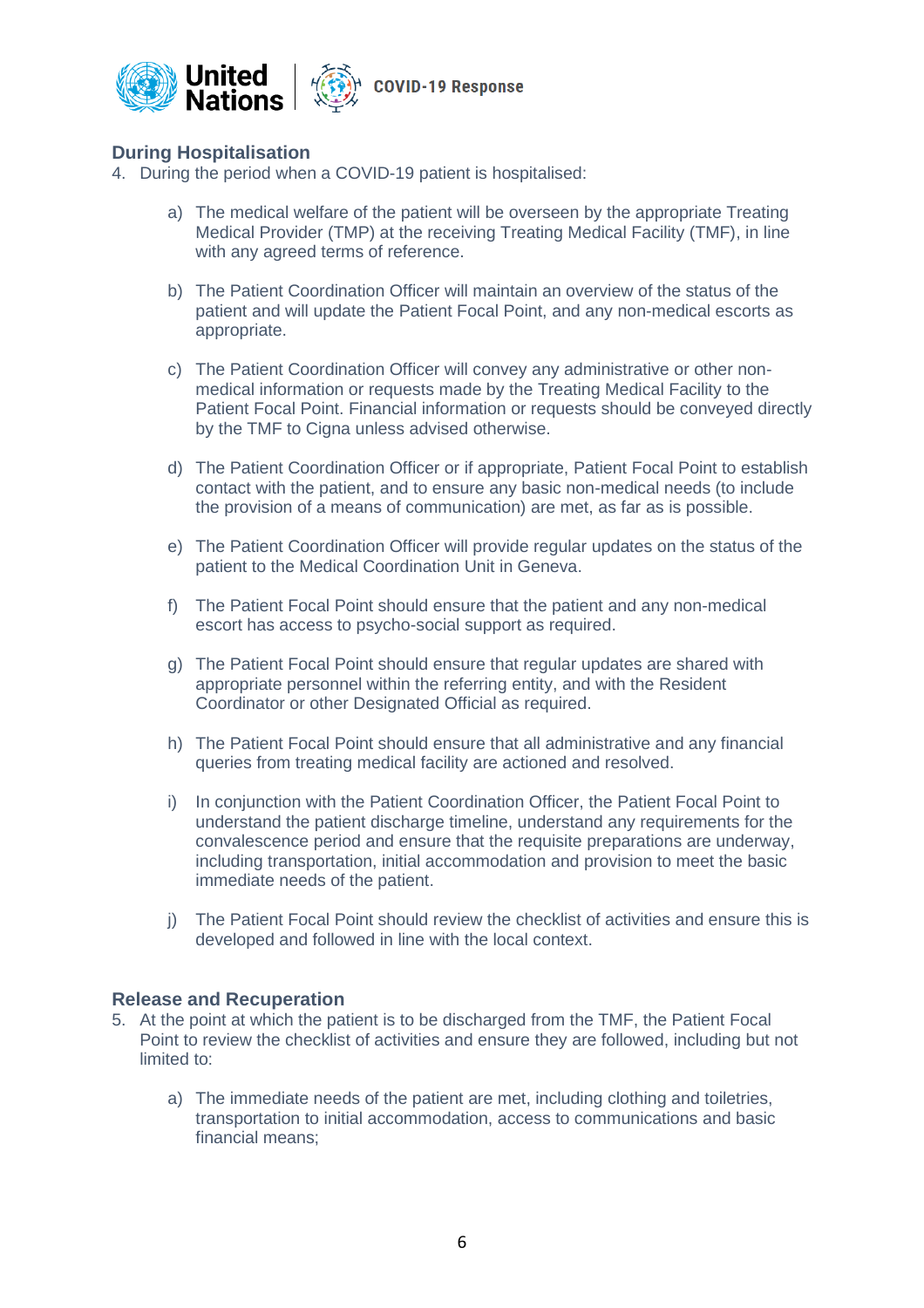### During Hospitalisation

4. During the period when a COVID-19 patient is hospitalised:

   a) The medical welfare of the patient will be overseen by the appropriate Treating Medical Provider (TMP) at the receiving Treating Medical Facility (TMF), in line with any agreed terms of reference.

   b) The Patient Coordination Officer will maintain an overview of the status of the patient and will update the Patient Focal Point, and any non-medical escorts as appropriate.

   c) The Patient Coordination Officer will convey any administrative or other non-medical information or requests made by the Treating Medical Facility to the Patient Focal Point. Financial information or requests should be conveyed directly by the TMF to Cigna unless advised otherwise.

   d) The Patient Coordination Officer or if appropriate, Patient Focal Point to establish contact with the patient, and to ensure any basic non-medical needs (to include the provision of a means of communication) are met, as far as is possible.

   e) The Patient Coordination Officer will provide regular updates on the status of the patient to the Medical Coordination Unit in Geneva.

   f) The Patient Focal Point should ensure that the patient and any non-medical escort has access to psycho-social support as required.

   g) The Patient Focal Point should ensure that regular updates are shared with appropriate personnel within the referring entity, and with the Resident Coordinator or other Designated Official as required.

   h) The Patient Focal Point should ensure that all administrative and any financial queries from treating medical facility are actioned and resolved.

   i) In conjunction with the Patient Coordination Officer, the Patient Focal Point to understand the patient discharge timeline, understand any requirements for the convalescence period and ensure that the requisite preparations are underway, including transportation, initial accommodation and provision to meet the basic immediate needs of the patient.

   j) The Patient Focal Point should review the checklist of activities and ensure this is developed and followed in line with the local context.

### Release and Recuperation

5. At the point at which the patient is to be discharged from the TMF, the Patient Focal Point to review the checklist of activities and ensure they are followed, including but not limited to:

   a) The immediate needs of the patient are met, including clothing and toiletries, transportation to initial accommodation, access to communications and basic financial means;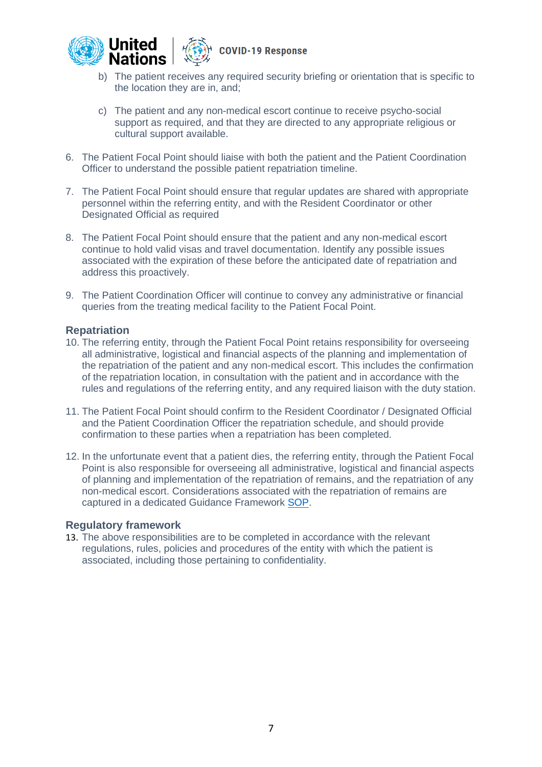b) The patient receives any required security briefing or orientation that is specific to the location they are in, and;

c) The patient and any non-medical escort continue to receive psycho-social support as required, and that they are directed to any appropriate religious or cultural support available.

6. The Patient Focal Point should liaise with both the patient and the Patient Coordination Officer to understand the possible patient repatriation timeline.

7. The Patient Focal Point should ensure that regular updates are shared with appropriate personnel within the referring entity, and with the Resident Coordinator or other Designated Official as required

8. The Patient Focal Point should ensure that the patient and any non-medical escort continue to hold valid visas and travel documentation. Identify any possible issues associated with the expiration of these before the anticipated date of repatriation and address this proactively.

9. The Patient Coordination Officer will continue to convey any administrative or financial queries from the treating medical facility to the Patient Focal Point.

### Repatriation

10. The referring entity, through the Patient Focal Point retains responsibility for overseeing all administrative, logistical and financial aspects of the planning and implementation of the repatriation of the patient and any non-medical escort. This includes the confirmation of the repatriation location, in consultation with the patient and in accordance with the rules and regulations of the referring entity, and any required liaison with the duty station.

11. The Patient Focal Point should confirm to the Resident Coordinator / Designated Official and the Patient Coordination Officer the repatriation schedule, and should provide confirmation to these parties when a repatriation has been completed.

12. In the unfortunate event that a patient dies, the referring entity, through the Patient Focal Point is also responsible for overseeing all administrative, logistical and financial aspects of planning and implementation of the repatriation of remains, and the repatriation of any non-medical escort. Considerations associated with the repatriation of remains are captured in a dedicated Guidance Framework SOP.

### Regulatory framework

13. The above responsibilities are to be completed in accordance with the relevant regulations, rules, policies and procedures of the entity with which the patient is associated, including those pertaining to confidentiality.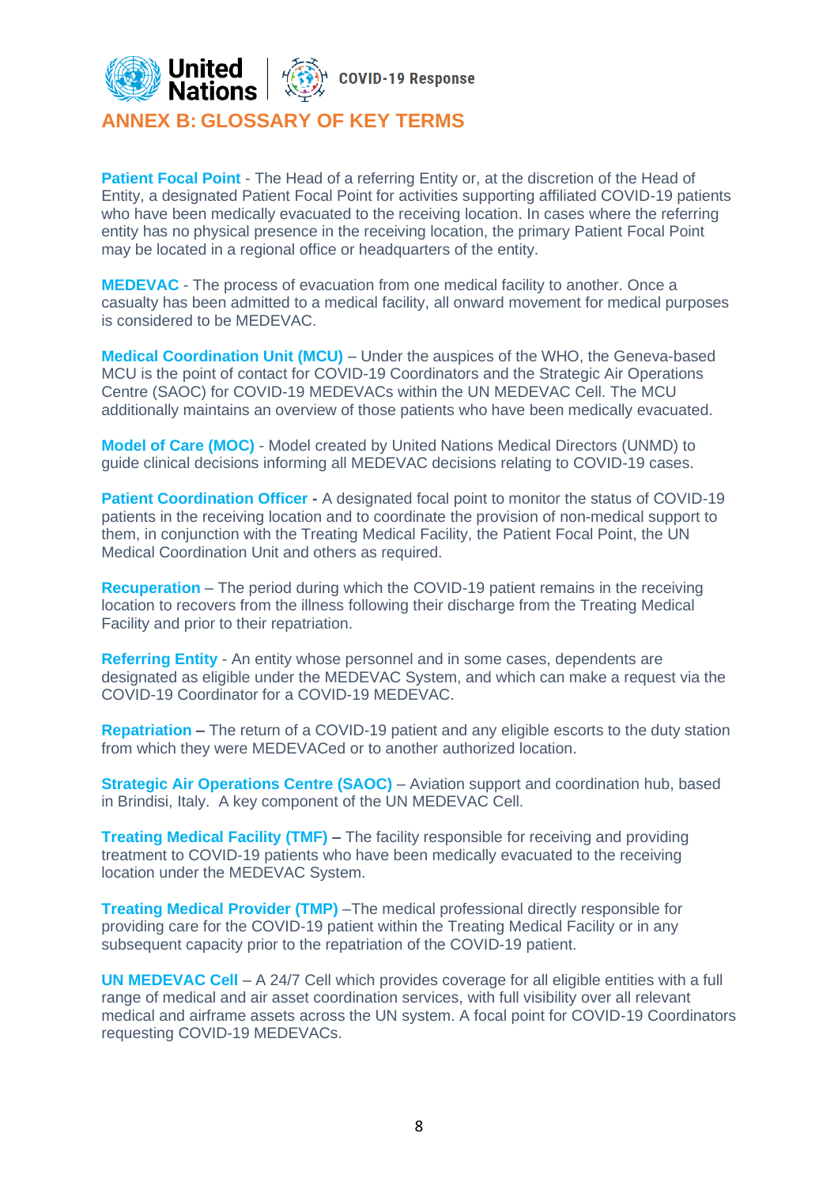## ANNEX B: GLOSSARY OF KEY TERMS

**Patient Focal Point** - The Head of a referring Entity or, at the discretion of the Head of Entity, a designated Patient Focal Point for activities supporting affiliated COVID-19 patients who have been medically evacuated to the receiving location. In cases where the referring entity has no physical presence in the receiving location, the primary Patient Focal Point may be located in a regional office or headquarters of the entity.

**MEDEVAC** - The process of evacuation from one medical facility to another. Once a casualty has been admitted to a medical facility, all onward movement for medical purposes is considered to be MEDEVAC.

**Medical Coordination Unit (MCU)** – Under the auspices of the WHO, the Geneva-based MCU is the point of contact for COVID-19 Coordinators and the Strategic Air Operations Centre (SAOC) for COVID-19 MEDEVACs within the UN MEDEVAC Cell. The MCU additionally maintains an overview of those patients who have been medically evacuated.

**Model of Care (MOC)** - Model created by United Nations Medical Directors (UNMD) to guide clinical decisions informing all MEDEVAC decisions relating to COVID-19 cases.

**Patient Coordination Officer -** A designated focal point to monitor the status of COVID-19 patients in the receiving location and to coordinate the provision of non-medical support to them, in conjunction with the Treating Medical Facility, the Patient Focal Point, the UN Medical Coordination Unit and others as required.

**Recuperation** – The period during which the COVID-19 patient remains in the receiving location to recovers from the illness following their discharge from the Treating Medical Facility and prior to their repatriation.

**Referring Entity** - An entity whose personnel and in some cases, dependents are designated as eligible under the MEDEVAC System, and which can make a request via the COVID-19 Coordinator for a COVID-19 MEDEVAC.

**Repatriation –** The return of a COVID-19 patient and any eligible escorts to the duty station from which they were MEDEVACed or to another authorized location.

**Strategic Air Operations Centre (SAOC)** – Aviation support and coordination hub, based in Brindisi, Italy. A key component of the UN MEDEVAC Cell.

**Treating Medical Facility (TMF) –** The facility responsible for receiving and providing treatment to COVID-19 patients who have been medically evacuated to the receiving location under the MEDEVAC System.

**Treating Medical Provider (TMP)** –The medical professional directly responsible for providing care for the COVID-19 patient within the Treating Medical Facility or in any subsequent capacity prior to the repatriation of the COVID-19 patient.

**UN MEDEVAC Cell** – A 24/7 Cell which provides coverage for all eligible entities with a full range of medical and air asset coordination services, with full visibility over all relevant medical and airframe assets across the UN system. A focal point for COVID-19 Coordinators requesting COVID-19 MEDEVACs.